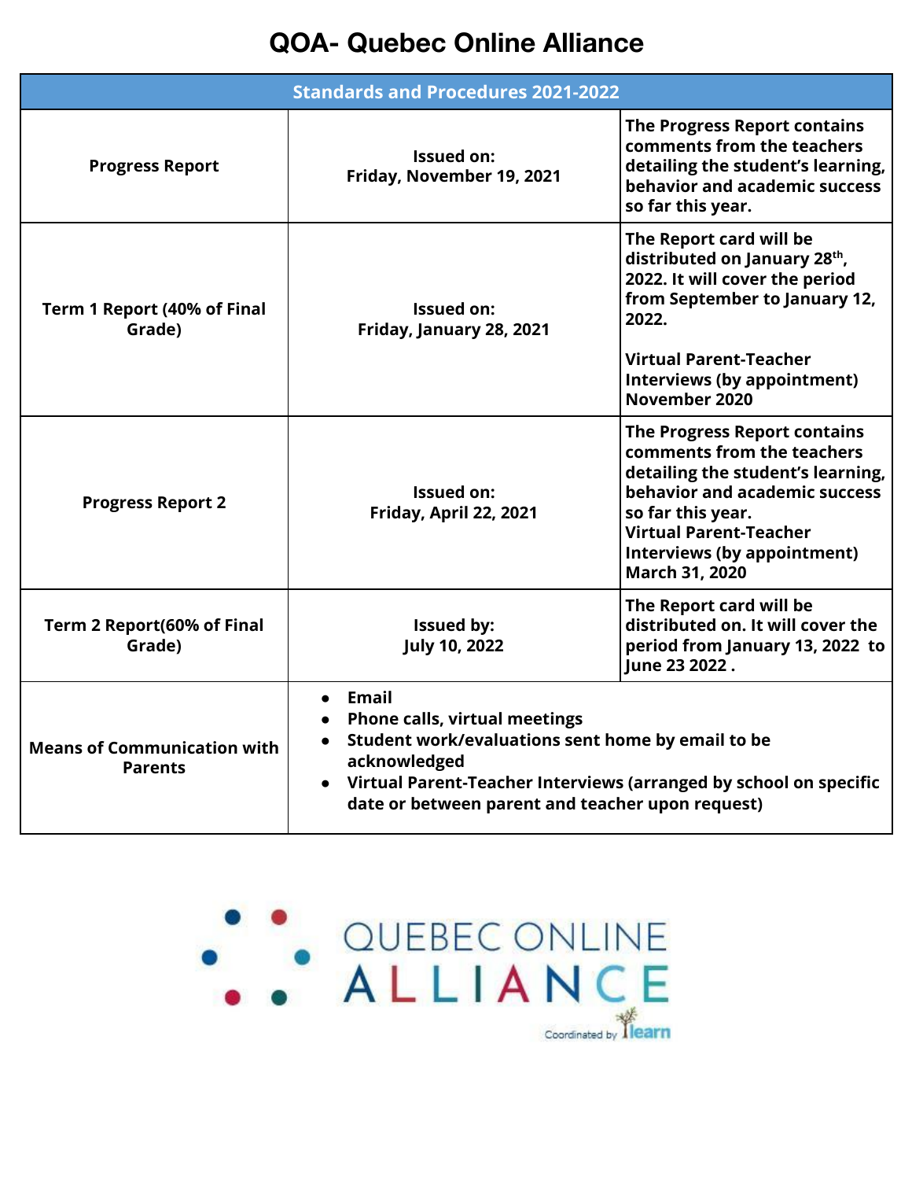# QOA- Quebec Online Alliance

| Standards and Procedures 2021-2022 | | |
|---|---|---|
| **Progress Report** | **Issued on:**<br>**Friday, November 19, 2021** | **The Progress Report contains comments from the teachers detailing the student's learning, behavior and academic success so far this year.** |
| **Term 1 Report (40% of Final Grade)** | **Issued on:**<br>**Friday, January 28, 2021** | **The Report card will be distributed on January 28th, 2022. It will cover the period from September to January 12, 2022.**<br><br>**Virtual Parent-Teacher Interviews (by appointment) November 2020** |
| **Progress Report 2** | **Issued on:**<br>**Friday, April 22, 2021** | **The Progress Report contains comments from the teachers detailing the student's learning, behavior and academic success so far this year.**<br>**Virtual Parent-Teacher Interviews (by appointment) March 31, 2020** |
| **Term 2 Report(60% of Final Grade)** | **Issued by:**<br>**July 10, 2022** | **The Report card will be distributed on. It will cover the period from January 13, 2022 to June 23 2022 .** |
| **Means of Communication with Parents** | • **Email**<br>• **Phone calls, virtual meetings**<br>• **Student work/evaluations sent home by email to be acknowledged**<br>• **Virtual Parent-Teacher Interviews (arranged by school on specific date or between parent and teacher upon request)** | |

QUEBEC ONLINE ALLIANCE

Coordinated by learn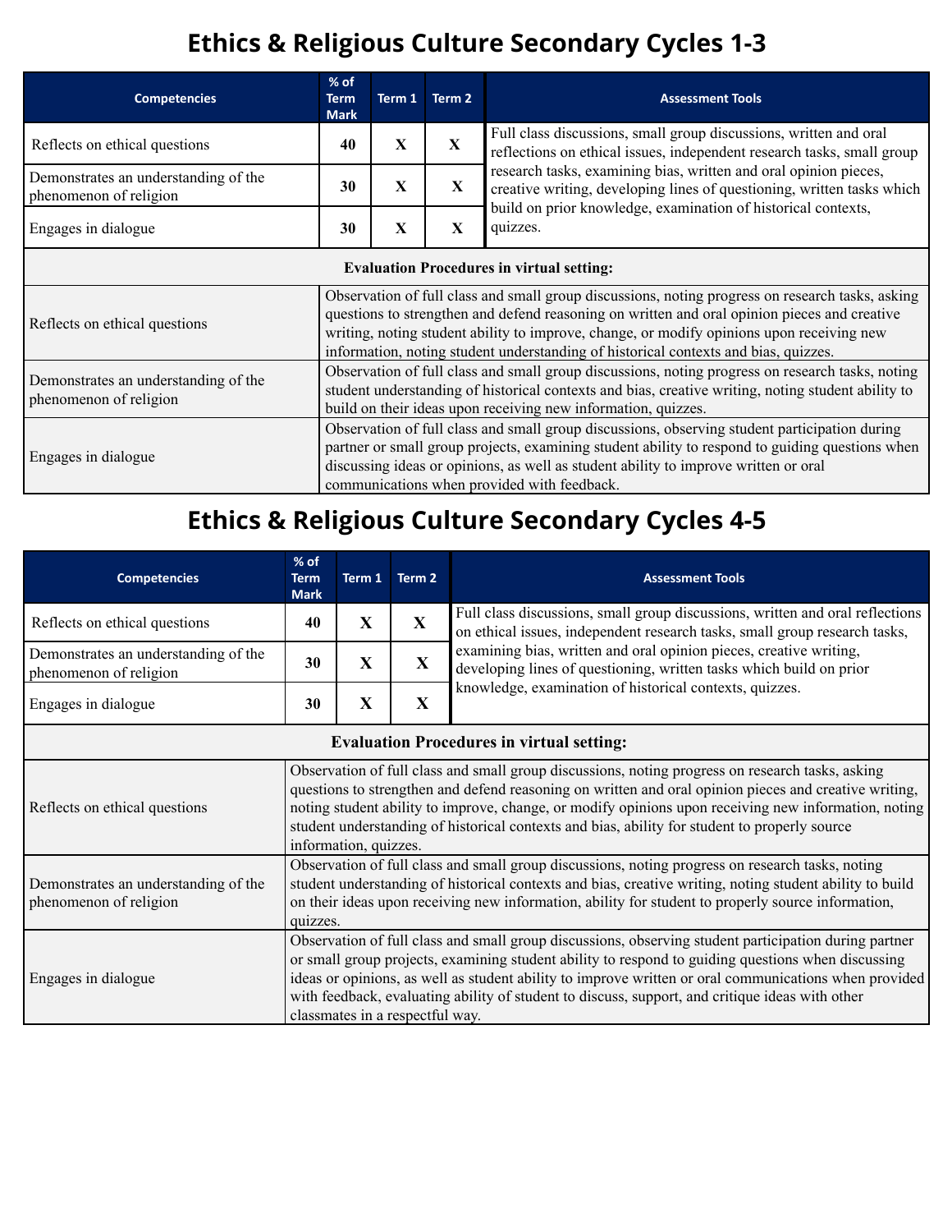# Ethics & Religious Culture Secondary Cycles 1-3

| Competencies | % of Term Mark | Term 1 | Term 2 | Assessment Tools |
|---|---|---|---|---|
| Reflects on ethical questions | 40 | X | X | Full class discussions, small group discussions, written and oral reflections on ethical issues, independent research tasks, small group research tasks, examining bias, written and oral opinion pieces, creative writing, developing lines of questioning, written tasks which build on prior knowledge, examination of historical contexts, quizzes. |
| Demonstrates an understanding of the phenomenon of religion | 30 | X | X | |
| Engages in dialogue | 30 | X | X | |

**Evaluation Procedures in virtual setting:**

| | |
|---|---|
| Reflects on ethical questions | Observation of full class and small group discussions, noting progress on research tasks, asking questions to strengthen and defend reasoning on written and oral opinion pieces and creative writing, noting student ability to improve, change, or modify opinions upon receiving new information, noting student understanding of historical contexts and bias, quizzes. |
| Demonstrates an understanding of the phenomenon of religion | Observation of full class and small group discussions, noting progress on research tasks, noting student understanding of historical contexts and bias, creative writing, noting student ability to build on their ideas upon receiving new information, quizzes. |
| Engages in dialogue | Observation of full class and small group discussions, observing student participation during partner or small group projects, examining student ability to respond to guiding questions when discussing ideas or opinions, as well as student ability to improve written or oral communications when provided with feedback. |

# Ethics & Religious Culture Secondary Cycles 4-5

| Competencies | % of Term Mark | Term 1 | Term 2 | Assessment Tools |
|---|---|---|---|---|
| Reflects on ethical questions | 40 | X | X | Full class discussions, small group discussions, written and oral reflections on ethical issues, independent research tasks, small group research tasks, examining bias, written and oral opinion pieces, creative writing, developing lines of questioning, written tasks which build on prior knowledge, examination of historical contexts, quizzes. |
| Demonstrates an understanding of the phenomenon of religion | 30 | X | X | |
| Engages in dialogue | 30 | X | X | |

**Evaluation Procedures in virtual setting:**

| | |
|---|---|
| Reflects on ethical questions | Observation of full class and small group discussions, noting progress on research tasks, asking questions to strengthen and defend reasoning on written and oral opinion pieces and creative writing, noting student ability to improve, change, or modify opinions upon receiving new information, noting student understanding of historical contexts and bias, ability for student to properly source information, quizzes. |
| Demonstrates an understanding of the phenomenon of religion | Observation of full class and small group discussions, noting progress on research tasks, noting student understanding of historical contexts and bias, creative writing, noting student ability to build on their ideas upon receiving new information, ability for student to properly source information, quizzes. |
| Engages in dialogue | Observation of full class and small group discussions, observing student participation during partner or small group projects, examining student ability to respond to guiding questions when discussing ideas or opinions, as well as student ability to improve written or oral communications when provided with feedback, evaluating ability of student to discuss, support, and critique ideas with other classmates in a respectful way. |